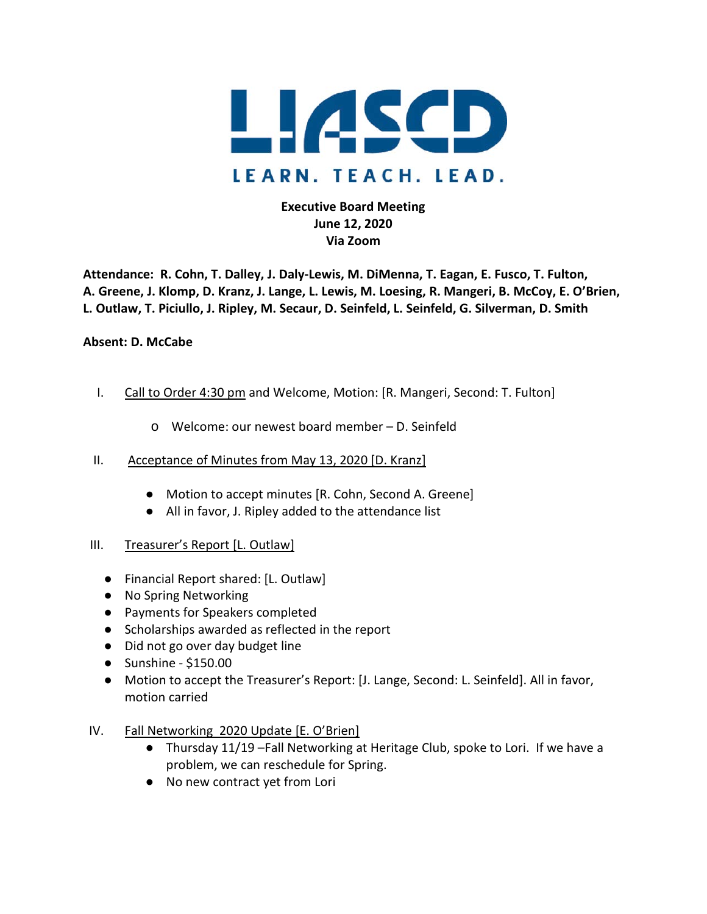# LIASCD

LEARN. TEACH. LEAD.

**Executive Board Meeting**
**June 12, 2020**
**Via Zoom**

**Attendance: R. Cohn, T. Dalley, J. Daly-Lewis, M. DiMenna, T. Eagan, E. Fusco, T. Fulton, A. Greene, J. Klomp, D. Kranz, J. Lange, L. Lewis, M. Loesing, R. Mangeri, B. McCoy, E. O'Brien, L. Outlaw, T. Piciullo, J. Ripley, M. Secaur, D. Seinfeld, L. Seinfeld, G. Silverman, D. Smith**

**Absent: D. McCabe**

I. Call to Order 4:30 pm and Welcome, Motion: [R. Mangeri, Second: T. Fulton]

   - Welcome: our newest board member – D. Seinfeld

II. Acceptance of Minutes from May 13, 2020 [D. Kranz]

   - Motion to accept minutes [R. Cohn, Second A. Greene]
   - All in favor, J. Ripley added to the attendance list

III. Treasurer's Report [L. Outlaw]

   - Financial Report shared: [L. Outlaw]
   - No Spring Networking
   - Payments for Speakers completed
   - Scholarships awarded as reflected in the report
   - Did not go over day budget line
   - Sunshine - $150.00
   - Motion to accept the Treasurer's Report: [J. Lange, Second: L. Seinfeld]. All in favor, motion carried

IV. Fall Networking 2020 Update [E. O'Brien]

   - Thursday 11/19 –Fall Networking at Heritage Club, spoke to Lori. If we have a problem, we can reschedule for Spring.
   - No new contract yet from Lori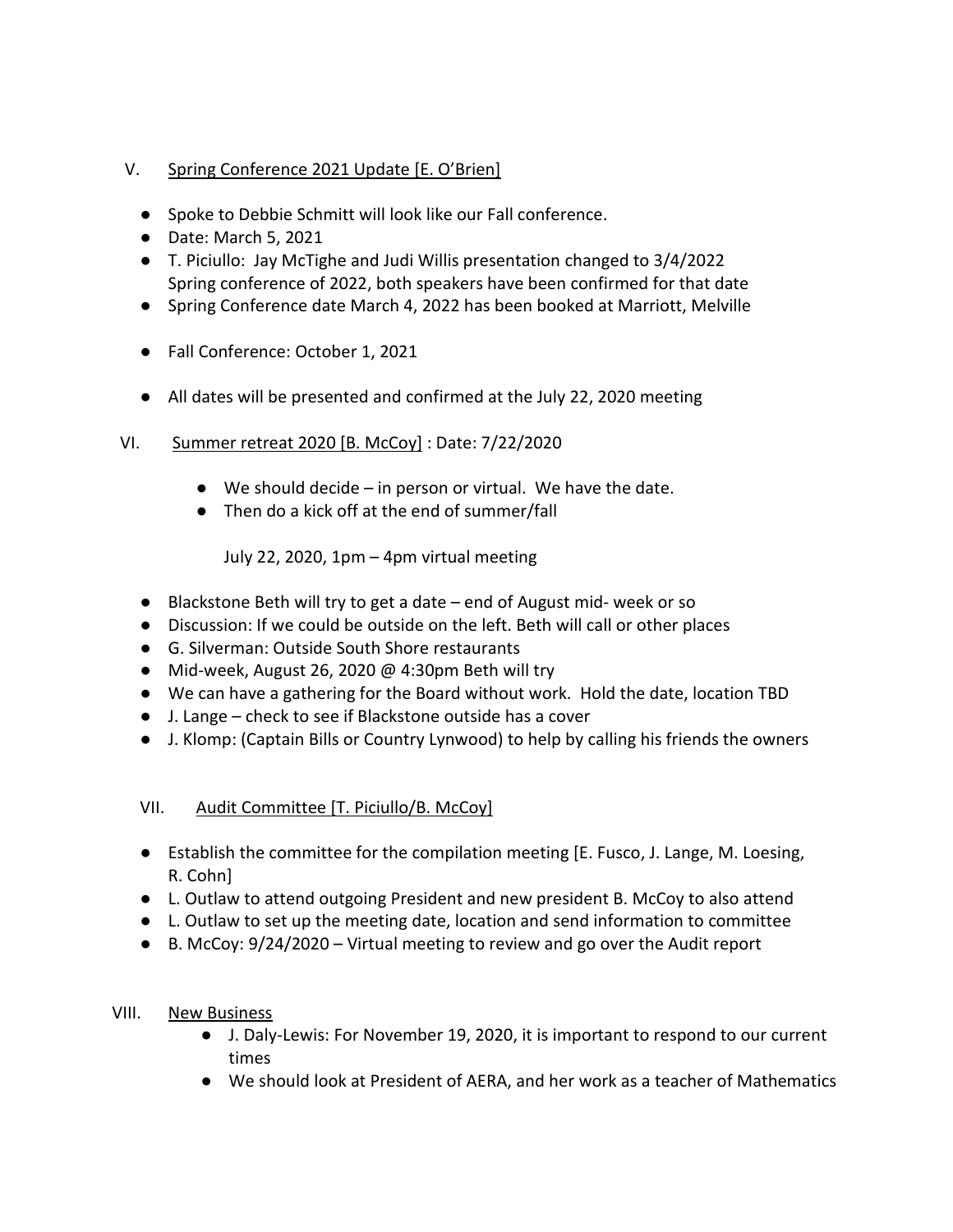V. Spring Conference 2021 Update [E. O'Brien]

- Spoke to Debbie Schmitt will look like our Fall conference.
- Date: March 5, 2021
- T. Piciullo: Jay McTighe and Judi Willis presentation changed to 3/4/2022
  Spring conference of 2022, both speakers have been confirmed for that date
- Spring Conference date March 4, 2022 has been booked at Marriott, Melville

- Fall Conference: October 1, 2021

- All dates will be presented and confirmed at the July 22, 2020 meeting

VI. Summer retreat 2020 [B. McCoy] : Date: 7/22/2020

- We should decide – in person or virtual. We have the date.
- Then do a kick off at the end of summer/fall

  July 22, 2020, 1pm – 4pm virtual meeting

- Blackstone Beth will try to get a date – end of August mid- week or so
- Discussion: If we could be outside on the left. Beth will call or other places
- G. Silverman: Outside South Shore restaurants
- Mid-week, August 26, 2020 @ 4:30pm Beth will try
- We can have a gathering for the Board without work. Hold the date, location TBD
- J. Lange – check to see if Blackstone outside has a cover
- J. Klomp: (Captain Bills or Country Lynwood) to help by calling his friends the owners

VII. Audit Committee [T. Piciullo/B. McCoy]

- Establish the committee for the compilation meeting [E. Fusco, J. Lange, M. Loesing, R. Cohn]
- L. Outlaw to attend outgoing President and new president B. McCoy to also attend
- L. Outlaw to set up the meeting date, location and send information to committee
- B. McCoy: 9/24/2020 – Virtual meeting to review and go over the Audit report

VIII. New Business

- J. Daly-Lewis: For November 19, 2020, it is important to respond to our current times
- We should look at President of AERA, and her work as a teacher of Mathematics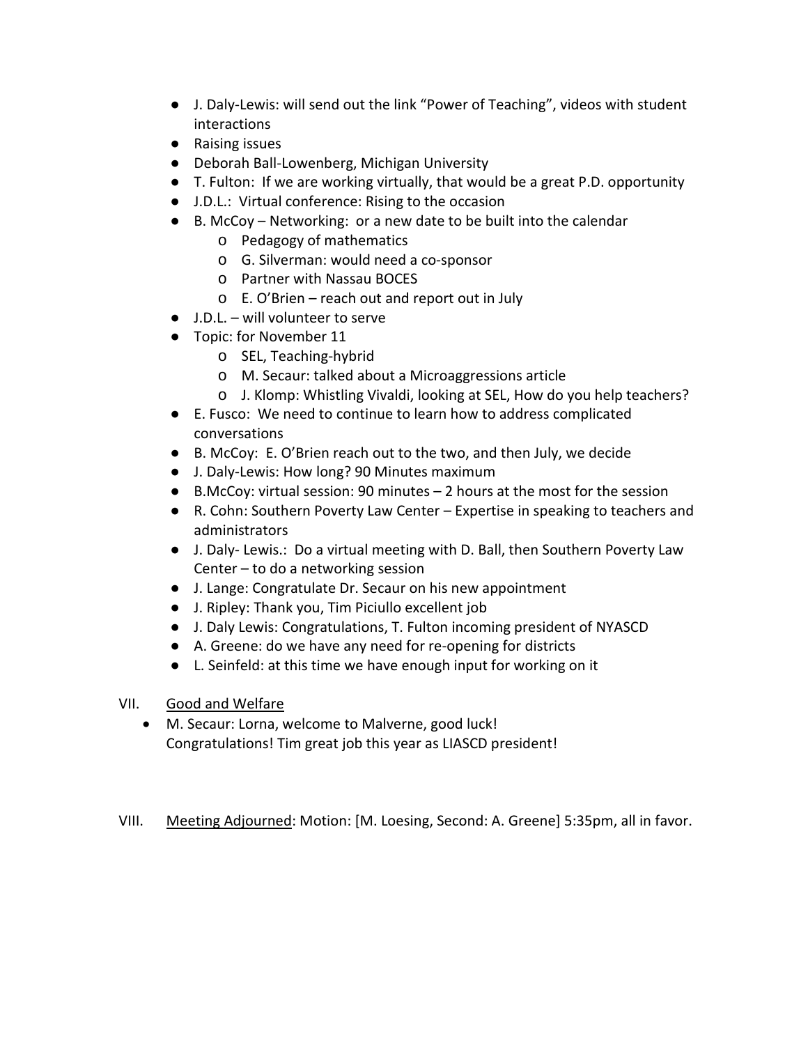- J. Daly-Lewis: will send out the link "Power of Teaching", videos with student interactions
- Raising issues
- Deborah Ball-Lowenberg, Michigan University
- T. Fulton: If we are working virtually, that would be a great P.D. opportunity
- J.D.L.: Virtual conference: Rising to the occasion
- B. McCoy – Networking: or a new date to be built into the calendar
  - Pedagogy of mathematics
  - G. Silverman: would need a co-sponsor
  - Partner with Nassau BOCES
  - E. O'Brien – reach out and report out in July
- J.D.L. – will volunteer to serve
- Topic: for November 11
  - SEL, Teaching-hybrid
  - M. Secaur: talked about a Microaggressions article
  - J. Klomp: Whistling Vivaldi, looking at SEL, How do you help teachers?
- E. Fusco: We need to continue to learn how to address complicated conversations
- B. McCoy: E. O'Brien reach out to the two, and then July, we decide
- J. Daly-Lewis: How long? 90 Minutes maximum
- B.McCoy: virtual session: 90 minutes – 2 hours at the most for the session
- R. Cohn: Southern Poverty Law Center – Expertise in speaking to teachers and administrators
- J. Daly- Lewis.: Do a virtual meeting with D. Ball, then Southern Poverty Law Center – to do a networking session
- J. Lange: Congratulate Dr. Secaur on his new appointment
- J. Ripley: Thank you, Tim Piciullo excellent job
- J. Daly Lewis: Congratulations, T. Fulton incoming president of NYASCD
- A. Greene: do we have any need for re-opening for districts
- L. Seinfeld: at this time we have enough input for working on it

VII. <u>Good and Welfare</u>

- M. Secaur: Lorna, welcome to Malverne, good luck!
  Congratulations! Tim great job this year as LIASCD president!

VIII. <u>Meeting Adjourned</u>: Motion: [M. Loesing, Second: A. Greene] 5:35pm, all in favor.